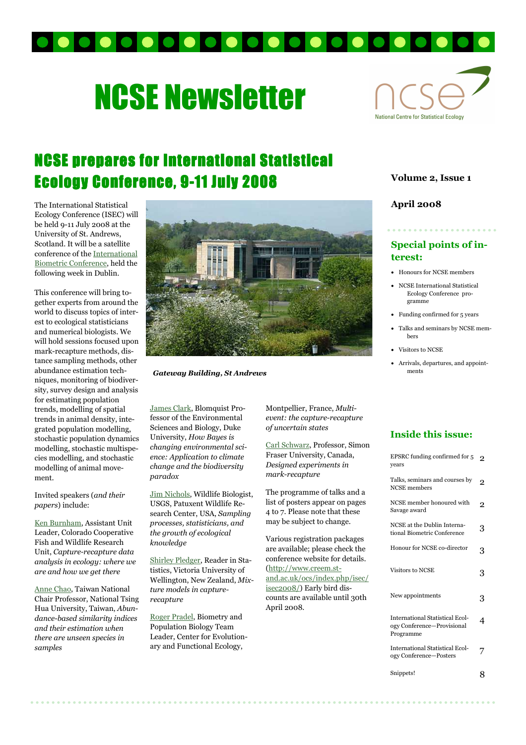# NCSE Newsletter

National Centre for Statistical Ecology

**Volume 2, Issue 1**

**April 2008**

## NCSE prepares for International Statistical Ecology Conference, 9-11 July 2008

The International Statistical Ecology Conference (ISEC) will be held 9-11 July 2008 at the University of St. Andrews, Scotland. It will be a satellite conference of the International Biometric Conference, held the following week in Dublin.

This conference will bring together experts from around the world to discuss topics of interest to ecological statisticians and numerical biologists. We will hold sessions focused upon mark-recapture methods, distance sampling methods, other abundance estimation techniques, monitoring of biodiversity, survey design and analysis for estimating population trends, modelling of spatial trends in animal density, integrated population modelling, stochastic population dynamics modelling, stochastic multispecies modelling, and stochastic modelling of animal movement.

***Gateway Building, St Andrews***

Invited speakers (*and their papers*) include:

Ken Burnham, Assistant Unit Leader, Colorado Cooperative Fish and Wildlife Research Unit, *Capture-recapture data analysis in ecology: where we are and how we get there*

Anne Chao, Taiwan National Chair Professor, National Tsing Hua University, Taiwan, *Abundance-based similarity indices and their estimation when there are unseen species in samples*

James Clark, Blomquist Professor of the Environmental Sciences and Biology, Duke University, *How Bayes is changing environmental science: Application to climate change and the biodiversity paradox*

Jim Nichols, Wildlife Biologist, USGS, Patuxent Wildlife Research Center, USA, *Sampling processes, statisticians, and the growth of ecological knowledge*

Shirley Pledger, Reader in Statistics, Victoria University of Wellington, New Zealand, *Mixture models in capture-recapture*

Roger Pradel, Biometry and Population Biology Team Leader, Center for Evolutionary and Functional Ecology, Montpellier, France, *Multi-event: the capture-recapture of uncertain states*

Carl Schwarz, Professor, Simon Fraser University, Canada, *Designed experiments in mark-recapture*

The programme of talks and a list of posters appear on pages 4 to 7. Please note that these may be subject to change.

Various registration packages are available; please check the conference website for details. (http://www.creem.st-and.ac.uk/ocs/index.php/isec/isec2008/) Early bird discounts are available until 30th April 2008.

### Special points of interest:

- Honours for NCSE members
- NCSE International Statistical Ecology Conference programme
- Funding confirmed for 5 years
- Talks and seminars by NCSE members
- Visitors to NCSE
- Arrivals, departures, and appointments

### Inside this issue:

| | |
|---|---|
| EPSRC funding confirmed for 5 years | 2 |
| Talks, seminars and courses by NCSE members | 2 |
| NCSE member honoured with Savage award | 2 |
| NCSE at the Dublin International Biometric Conference | 3 |
| Honour for NCSE co-director | 3 |
| Visitors to NCSE | 3 |
| New appointments | 3 |
| International Statistical Ecology Conference—Provisional Programme | 4 |
| International Statistical Ecology Conference—Posters | 7 |
| Snippets! | 8 |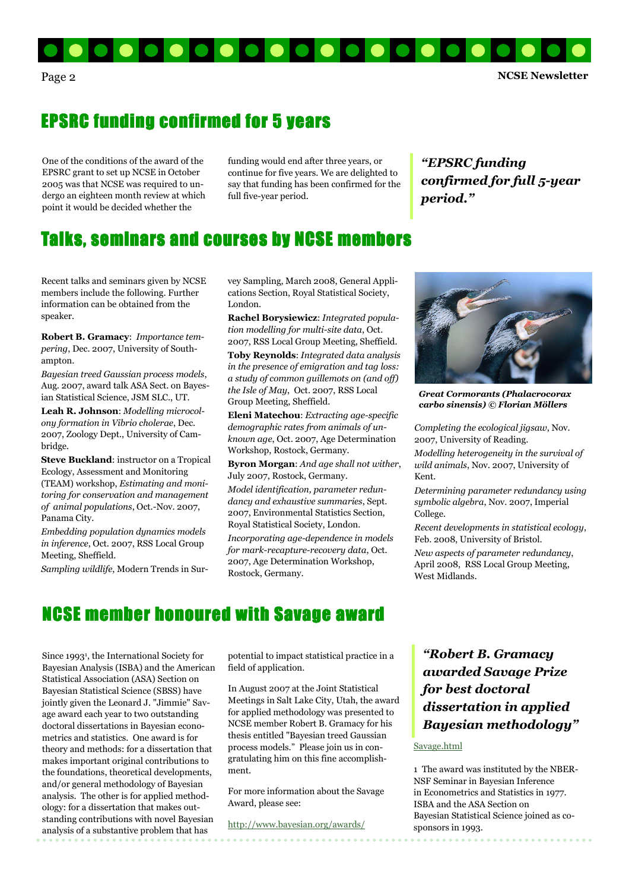## EPSRC funding confirmed for 5 years

One of the conditions of the award of the EPSRC grant to set up NCSE in October 2005 was that NCSE was required to undergo an eighteen month review at which point it would be decided whether the funding would end after three years, or continue for five years. We are delighted to say that funding has been confirmed for the full five-year period.

> *"EPSRC funding confirmed for full 5-year period."*

## Talks, seminars and courses by NCSE members

Recent talks and seminars given by NCSE members include the following. Further information can be obtained from the speaker.

**Robert B. Gramacy**: *Importance tempering*, Dec. 2007, University of Southampton.

*Bayesian treed Gaussian process models*, Aug. 2007, award talk ASA Sect. on Bayesian Statistical Science, JSM SLC., UT.

**Leah R. Johnson**: *Modelling microcolony formation in Vibrio cholerae*, Dec. 2007, Zoology Dept., University of Cambridge.

**Steve Buckland**: instructor on a Tropical Ecology, Assessment and Monitoring (TEAM) workshop, *Estimating and monitoring for conservation and management of animal populations*, Oct.-Nov. 2007, Panama City.

*Embedding population dynamics models in inference*, Oct. 2007, RSS Local Group Meeting, Sheffield.

*Sampling wildlife*, Modern Trends in Survey Sampling, March 2008, General Applications Section, Royal Statistical Society, London.

**Rachel Borysiewicz**: *Integrated population modelling for multi-site data*, Oct. 2007, RSS Local Group Meeting, Sheffield.

**Toby Reynolds**: *Integrated data analysis in the presence of emigration and tag loss: a study of common guillemots on (and off) the Isle of May*, Oct. 2007, RSS Local Group Meeting, Sheffield.

**Eleni Matechou**: *Extracting age-specific demographic rates from animals of unknown age*, Oct. 2007, Age Determination Workshop, Rostock, Germany.

**Byron Morgan**: *And age shall not wither*, July 2007, Rostock, Germany.

*Model identification, parameter redundancy and exhaustive summaries*, Sept. 2007, Environmental Statistics Section, Royal Statistical Society, London.

*Incorporating age-dependence in models for mark-recapture-recovery data*, Oct. 2007, Age Determination Workshop, Rostock, Germany.

***Great Cormorants (Phalacrocorax carbo sinensis) © Florian Möllers***

*Completing the ecological jigsaw*, Nov. 2007, University of Reading.

*Modelling heterogeneity in the survival of wild animals*, Nov. 2007, University of Kent.

*Determining parameter redundancy using symbolic algebra*, Nov. 2007, Imperial College.

*Recent developments in statistical ecology*, Feb. 2008, University of Bristol.

*New aspects of parameter redundancy*, April 2008, RSS Local Group Meeting, West Midlands.

## NCSE member honoured with Savage award

Since 1993[1], the International Society for Bayesian Analysis (ISBA) and the American Statistical Association (ASA) Section on Bayesian Statistical Science (SBSS) have jointly given the Leonard J. "Jimmie" Savage award each year to two outstanding doctoral dissertations in Bayesian econometrics and statistics. One award is for theory and methods: for a dissertation that makes important original contributions to the foundations, theoretical developments, and/or general methodology of Bayesian analysis. The other is for applied methodology: for a dissertation that makes outstanding contributions with novel Bayesian analysis of a substantive problem that has potential to impact statistical practice in a field of application.

In August 2007 at the Joint Statistical Meetings in Salt Lake City, Utah, the award for applied methodology was presented to NCSE member Robert B. Gramacy for his thesis entitled "Bayesian treed Gaussian process models." Please join us in congratulating him on this fine accomplishment.

For more information about the Savage Award, please see:

http://www.bayesian.org/awards/Savage.html

> *"Robert B. Gramacy awarded Savage Prize for best doctoral dissertation in applied Bayesian methodology"*

1 The award was instituted by the NBER-NSF Seminar in Bayesian Inference in Econometrics and Statistics in 1977. ISBA and the ASA Section on Bayesian Statistical Science joined as co-sponsors in 1993.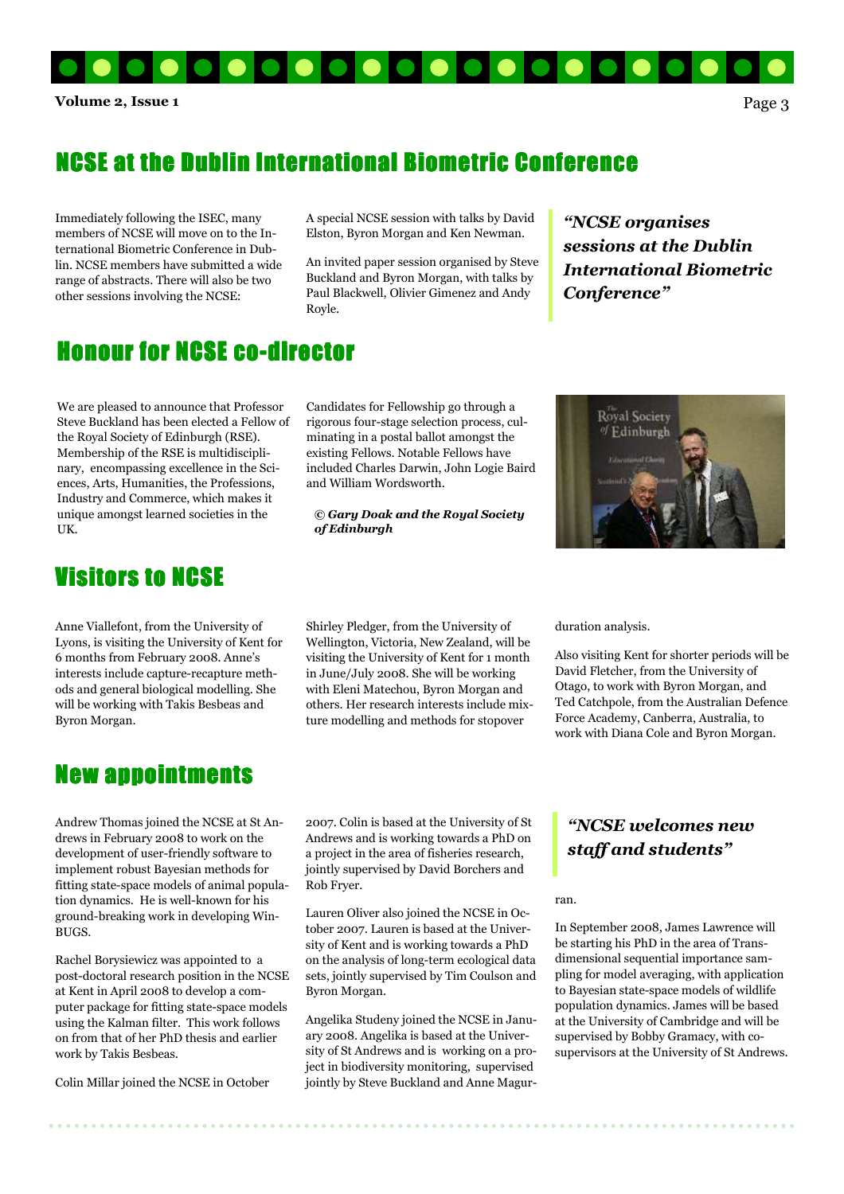## NCSE at the Dublin International Biometric Conference

Immediately following the ISEC, many members of NCSE will move on to the International Biometric Conference in Dublin. NCSE members have submitted a wide range of abstracts. There will also be two other sessions involving the NCSE:

A special NCSE session with talks by David Elston, Byron Morgan and Ken Newman.

An invited paper session organised by Steve Buckland and Byron Morgan, with talks by Paul Blackwell, Olivier Gimenez and Andy Royle.

> ***"NCSE organises sessions at the Dublin International Biometric Conference"***

## Honour for NCSE co-director

We are pleased to announce that Professor Steve Buckland has been elected a Fellow of the Royal Society of Edinburgh (RSE). Membership of the RSE is multidisciplinary, encompassing excellence in the Sciences, Arts, Humanities, the Professions, Industry and Commerce, which makes it unique amongst learned societies in the UK.

Candidates for Fellowship go through a rigorous four-stage selection process, culminating in a postal ballot amongst the existing Fellows. Notable Fellows have included Charles Darwin, John Logie Baird and William Wordsworth.

***© Gary Doak and the Royal Society of Edinburgh***

## Visitors to NCSE

Anne Viallefont, from the University of Lyons, is visiting the University of Kent for 6 months from February 2008. Anne's interests include capture-recapture methods and general biological modelling. She will be working with Takis Besbeas and Byron Morgan.

Shirley Pledger, from the University of Wellington, Victoria, New Zealand, will be visiting the University of Kent for 1 month in June/July 2008. She will be working with Eleni Matechou, Byron Morgan and others. Her research interests include mixture modelling and methods for stopover duration analysis.

Also visiting Kent for shorter periods will be David Fletcher, from the University of Otago, to work with Byron Morgan, and Ted Catchpole, from the Australian Defence Force Academy, Canberra, Australia, to work with Diana Cole and Byron Morgan.

## New appointments

Andrew Thomas joined the NCSE at St Andrews in February 2008 to work on the development of user-friendly software to implement robust Bayesian methods for fitting state-space models of animal population dynamics. He is well-known for his ground-breaking work in developing WinBUGS.

Rachel Borysiewicz was appointed to a post-doctoral research position in the NCSE at Kent in April 2008 to develop a computer package for fitting state-space models using the Kalman filter. This work follows on from that of her PhD thesis and earlier work by Takis Besbeas.

Colin Millar joined the NCSE in October 2007. Colin is based at the University of St Andrews and is working towards a PhD on a project in the area of fisheries research, jointly supervised by David Borchers and Rob Fryer.

Lauren Oliver also joined the NCSE in October 2007. Lauren is based at the University of Kent and is working towards a PhD on the analysis of long-term ecological data sets, jointly supervised by Tim Coulson and Byron Morgan.

Angelika Studeny joined the NCSE in January 2008. Angelika is based at the University of St Andrews and is working on a project in biodiversity monitoring, supervised jointly by Steve Buckland and Anne Magurran.

> ***"NCSE welcomes new staff and students"***

In September 2008, James Lawrence will be starting his PhD in the area of Trans-dimensional sequential importance sampling for model averaging, with application to Bayesian state-space models of wildlife population dynamics. James will be based at the University of Cambridge and will be supervised by Bobby Gramacy, with co-supervisors at the University of St Andrews.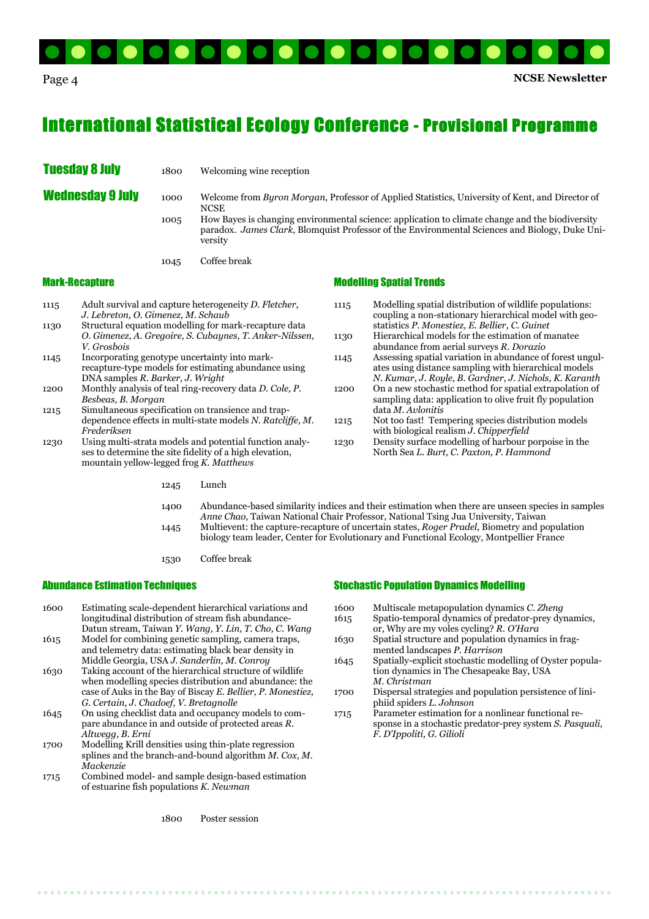# International Statistical Ecology Conference - Provisional Programme

## Tuesday 8 July

1800 Welcoming wine reception

## Wednesday 9 July

1000 Welcome from *Byron Morgan*, Professor of Applied Statistics, University of Kent, and Director of NCSE

1005 How Bayes is changing environmental science: application to climate change and the biodiversity paradox. *James Clark*, Blomquist Professor of the Environmental Sciences and Biology, Duke University

1045 Coffee break

### Mark-Recapture

1115 Adult survival and capture heterogeneity *D. Fletcher, J. Lebreton, O. Gimenez, M. Schaub*

1130 Structural equation modelling for mark-recapture data *O. Gimenez, A. Gregoire, S. Cubaynes, T. Anker-Nilssen, V. Grosbois*

1145 Incorporating genotype uncertainty into mark-recapture-type models for estimating abundance using DNA samples *R. Barker, J. Wright*

1200 Monthly analysis of teal ring-recovery data *D. Cole, P. Besbeas, B. Morgan*

1215 Simultaneous specification on transience and trap-dependence effects in multi-state models *N. Ratcliffe, M. Frederiksen*

1230 Using multi-strata models and potential function analyses to determine the site fidelity of a high elevation, mountain yellow-legged frog *K. Matthews*

### Modelling Spatial Trends

1115 Modelling spatial distribution of wildlife populations: coupling a non-stationary hierarchical model with geostatistics *P. Monestiez, E. Bellier, C. Guinet*

1130 Hierarchical models for the estimation of manatee abundance from aerial surveys *R. Dorazio*

1145 Assessing spatial variation in abundance of forest ungulates using distance sampling with hierarchical models *N. Kumar, J. Royle, B. Gardner, J. Nichols, K. Karanth*

1200 On a new stochastic method for spatial extrapolation of sampling data: application to olive fruit fly population data *M. Avlonitis*

1215 Not too fast! Tempering species distribution models with biological realism *J. Chipperfield*

1230 Density surface modelling of harbour porpoise in the North Sea *L. Burt, C. Paxton, P. Hammond*

1245 Lunch

1400 Abundance-based similarity indices and their estimation when there are unseen species in samples *Anne Chao*, Taiwan National Chair Professor, National Tsing Jua University, Taiwan

1445 Multievent: the capture-recapture of uncertain states, *Roger Pradel*, Biometry and population biology team leader, Center for Evolutionary and Functional Ecology, Montpellier France

1530 Coffee break

### Abundance Estimation Techniques

1600 Estimating scale-dependent hierarchical variations and longitudinal distribution of stream fish abundance-Datun stream, Taiwan *Y. Wang, Y. Lin, T. Cho, C. Wang*

1615 Model for combining genetic sampling, camera traps, and telemetry data: estimating black bear density in Middle Georgia, USA *J. Sanderlin, M. Conroy*

1630 Taking account of the hierarchical structure of wildlife when modelling species distribution and abundance: the case of Auks in the Bay of Biscay *E. Bellier, P. Monestiez, G. Certain, J. Chadoef, V. Bretagnolle*

1645 On using checklist data and occupancy models to compare abundance in and outside of protected areas *R. Altwegg, B. Erni*

1700 Modelling Krill densities using thin-plate regression splines and the branch-and-bound algorithm *M. Cox, M. Mackenzie*

1715 Combined model- and sample design-based estimation of estuarine fish populations *K. Newman*

### Stochastic Population Dynamics Modelling

1600 Multiscale metapopulation dynamics *C. Zheng*

1615 Spatio-temporal dynamics of predator-prey dynamics, or, Why are my voles cycling? *R. O'Hara*

1630 Spatial structure and population dynamics in fragmented landscapes *P. Harrison*

1645 Spatially-explicit stochastic modelling of Oyster population dynamics in The Chesapeake Bay, USA *M. Christman*

1700 Dispersal strategies and population persistence of liniphiid spiders *L. Johnson*

1715 Parameter estimation for a nonlinear functional response in a stochastic predator-prey system *S. Pasquali, F. D'Ippoliti, G. Gilioli*

1800 Poster session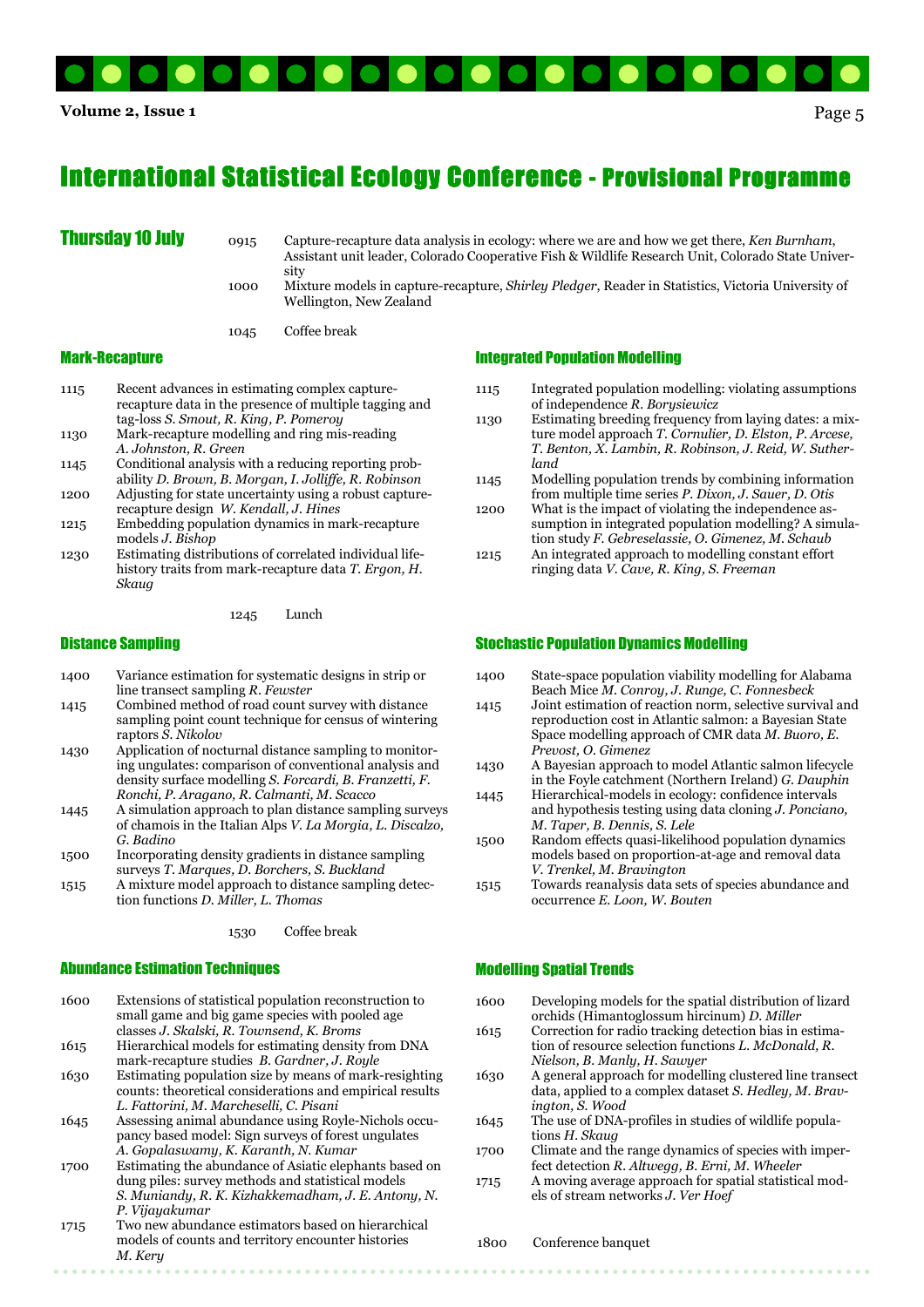# International Statistical Ecology Conference - Provisional Programme

## Thursday 10 July

0915 Capture-recapture data analysis in ecology: where we are and how we get there, *Ken Burnham*, Assistant unit leader, Colorado Cooperative Fish & Wildlife Research Unit, Colorado State University

1000 Mixture models in capture-recapture, *Shirley Pledger*, Reader in Statistics, Victoria University of Wellington, New Zealand

1045 Coffee break

### Mark-Recapture

1115 Recent advances in estimating complex capture-recapture data in the presence of multiple tagging and tag-loss *S. Smout, R. King, P. Pomeroy*

1130 Mark-recapture modelling and ring mis-reading *A. Johnston, R. Green*

1145 Conditional analysis with a reducing reporting probability *D. Brown, B. Morgan, I. Jolliffe, R. Robinson*

1200 Adjusting for state uncertainty using a robust capture-recapture design *W. Kendall, J. Hines*

1215 Embedding population dynamics in mark-recapture models *J. Bishop*

1230 Estimating distributions of correlated individual life-history traits from mark-recapture data *T. Ergon, H. Skaug*

### Integrated Population Modelling

1115 Integrated population modelling: violating assumptions of independence *R. Borysiewicz*

1130 Estimating breeding frequency from laying dates: a mixture model approach *T. Cornulier, D. Elston, P. Arcese, T. Benton, X. Lambin, R. Robinson, J. Reid, W. Sutherland*

1145 Modelling population trends by combining information from multiple time series *P. Dixon, J. Sauer, D. Otis*

1200 What is the impact of violating the independence assumption in integrated population modelling? A simulation study *F. Gebreselassie, O. Gimenez, M. Schaub*

1215 An integrated approach to modelling constant effort ringing data *V. Cave, R. King, S. Freeman*

1245 Lunch

### Distance Sampling

1400 Variance estimation for systematic designs in strip or line transect sampling *R. Fewster*

1415 Combined method of road count survey with distance sampling point count technique for census of wintering raptors *S. Nikolov*

1430 Application of nocturnal distance sampling to monitoring ungulates: comparison of conventional analysis and density surface modelling *S. Forcardi, B. Franzetti, F. Ronchi, P. Aragano, R. Calmanti, M. Scacco*

1445 A simulation approach to plan distance sampling surveys of chamois in the Italian Alps *V. La Morgia, L. Discalzo, G. Badino*

1500 Incorporating density gradients in distance sampling surveys *T. Marques, D. Borchers, S. Buckland*

1515 A mixture model approach to distance sampling detection functions *D. Miller, L. Thomas*

### Stochastic Population Dynamics Modelling

1400 State-space population viability modelling for Alabama Beach Mice *M. Conroy, J. Runge, C. Fonnesbeck*

1415 Joint estimation of reaction norm, selective survival and reproduction cost in Atlantic salmon: a Bayesian State Space modelling approach of CMR data *M. Buoro, E. Prevost, O. Gimenez*

1430 A Bayesian approach to model Atlantic salmon lifecycle in the Foyle catchment (Northern Ireland) *G. Dauphin*

1445 Hierarchical-models in ecology: confidence intervals and hypothesis testing using data cloning *J. Ponciano, M. Taper, B. Dennis, S. Lele*

1500 Random effects quasi-likelihood population dynamics models based on proportion-at-age and removal data *V. Trenkel, M. Bravington*

1515 Towards reanalysis data sets of species abundance and occurrence *E. Loon, W. Bouten*

1530 Coffee break

### Abundance Estimation Techniques

1600 Extensions of statistical population reconstruction to small game and big game species with pooled age classes *J. Skalski, R. Townsend, K. Broms*

1615 Hierarchical models for estimating density from DNA mark-recapture studies *B. Gardner, J. Royle*

1630 Estimating population size by means of mark-resighting counts: theoretical considerations and empirical results *L. Fattorini, M. Marcheselli, C. Pisani*

1645 Assessing animal abundance using Royle-Nichols occupancy based model: Sign surveys of forest ungulates *A. Gopalaswamy, K. Karanth, N. Kumar*

1700 Estimating the abundance of Asiatic elephants based on dung piles: survey methods and statistical models *S. Muniandy, R. K. Kizhakkemadham, J. E. Antony, N. P. Vijayakumar*

1715 Two new abundance estimators based on hierarchical models of counts and territory encounter histories *M. Kery*

### Modelling Spatial Trends

1600 Developing models for the spatial distribution of lizard orchids (Himantoglossum hircinum) *D. Miller*

1615 Correction for radio tracking detection bias in estimation of resource selection functions *L. McDonald, R. Nielson, B. Manly, H. Sawyer*

1630 A general approach for modelling clustered line transect data, applied to a complex dataset *S. Hedley, M. Bravington, S. Wood*

1645 The use of DNA-profiles in studies of wildlife populations *H. Skaug*

1700 Climate and the range dynamics of species with imperfect detection *R. Altwegg, B. Erni, M. Wheeler*

1715 A moving average approach for spatial statistical models of stream networks *J. Ver Hoef*

1800 Conference banquet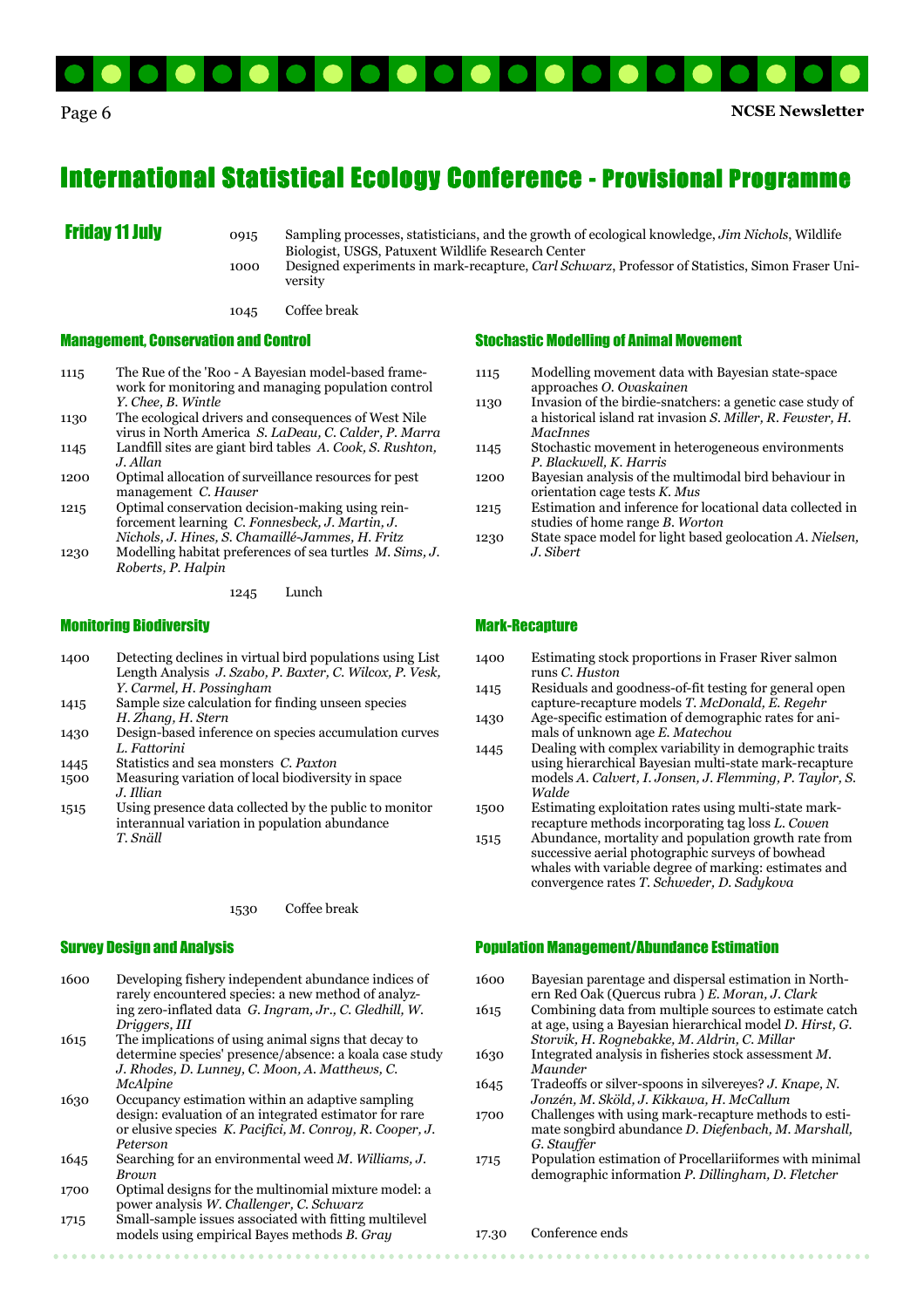# International Statistical Ecology Conference - Provisional Programme

## Friday 11 July

0915 Sampling processes, statisticians, and the growth of ecological knowledge, *Jim Nichols*, Wildlife Biologist, USGS, Patuxent Wildlife Research Center

1000 Designed experiments in mark-recapture, *Carl Schwarz*, Professor of Statistics, Simon Fraser University

1045 Coffee break

### Management, Conservation and Control

1115 The Rue of the 'Roo - A Bayesian model-based framework for monitoring and managing population control *Y. Chee, B. Wintle*

1130 The ecological drivers and consequences of West Nile virus in North America *S. LaDeau, C. Calder, P. Marra*

1145 Landfill sites are giant bird tables *A. Cook, S. Rushton, J. Allan*

1200 Optimal allocation of surveillance resources for pest management *C. Hauser*

1215 Optimal conservation decision-making using reinforcement learning *C. Fonnesbeck, J. Martin, J. Nichols, J. Hines, S. Chamaillé-Jammes, H. Fritz*

1230 Modelling habitat preferences of sea turtles *M. Sims, J. Roberts, P. Halpin*

### Stochastic Modelling of Animal Movement

1115 Modelling movement data with Bayesian state-space approaches *O. Ovaskainen*

1130 Invasion of the birdie-snatchers: a genetic case study of a historical island rat invasion *S. Miller, R. Fewster, H. MacInnes*

1145 Stochastic movement in heterogeneous environments *P. Blackwell, K. Harris*

1200 Bayesian analysis of the multimodal bird behaviour in orientation cage tests *K. Mus*

1215 Estimation and inference for locational data collected in studies of home range *B. Worton*

1230 State space model for light based geolocation *A. Nielsen, J. Sibert*

1245 Lunch

### Monitoring Biodiversity

1400 Detecting declines in virtual bird populations using List Length Analysis *J. Szabo, P. Baxter, C. Wilcox, P. Vesk, Y. Carmel, H. Possingham*

1415 Sample size calculation for finding unseen species *H. Zhang, H. Stern*

1430 Design-based inference on species accumulation curves *L. Fattorini*

1445 Statistics and sea monsters *C. Paxton*

1500 Measuring variation of local biodiversity in space *J. Illian*

1515 Using presence data collected by the public to monitor interannual variation in population abundance *T. Snäll*

### Mark-Recapture

1400 Estimating stock proportions in Fraser River salmon runs *C. Huston*

1415 Residuals and goodness-of-fit testing for general open capture-recapture models *T. McDonald, E. Regehr*

1430 Age-specific estimation of demographic rates for animals of unknown age *E. Matechou*

1445 Dealing with complex variability in demographic traits using hierarchical Bayesian multi-state mark-recapture models *A. Calvert, I. Jonsen, J. Flemming, P. Taylor, S. Walde*

1500 Estimating exploitation rates using multi-state mark-recapture methods incorporating tag loss *L. Cowen*

1515 Abundance, mortality and population growth rate from successive aerial photographic surveys of bowhead whales with variable degree of marking: estimates and convergence rates *T. Schweder, D. Sadykova*

1530 Coffee break

### Survey Design and Analysis

1600 Developing fishery independent abundance indices of rarely encountered species: a new method of analyzing zero-inflated data *G. Ingram, Jr., C. Gledhill, W. Driggers, III*

1615 The implications of using animal signs that decay to determine species' presence/absence: a koala case study *J. Rhodes, D. Lunney, C. Moon, A. Matthews, C. McAlpine*

1630 Occupancy estimation within an adaptive sampling design: evaluation of an integrated estimator for rare or elusive species *K. Pacifici, M. Conroy, R. Cooper, J. Peterson*

1645 Searching for an environmental weed *M. Williams, J. Brown*

1700 Optimal designs for the multinomial mixture model: a power analysis *W. Challenger, C. Schwarz*

1715 Small-sample issues associated with fitting multilevel models using empirical Bayes methods *B. Gray*

### Population Management/Abundance Estimation

1600 Bayesian parentage and dispersal estimation in Northern Red Oak (Quercus rubra ) *E. Moran, J. Clark*

1615 Combining data from multiple sources to estimate catch at age, using a Bayesian hierarchical model *D. Hirst, G. Storvik, H. Rognebakke, M. Aldrin, C. Millar*

1630 Integrated analysis in fisheries stock assessment *M. Maunder*

1645 Tradeoffs or silver-spoons in silvereyes? *J. Knape, N. Jonzén, M. Sköld, J. Kikkawa, H. McCallum*

1700 Challenges with using mark-recapture methods to estimate songbird abundance *D. Diefenbach, M. Marshall, G. Stauffer*

1715 Population estimation of Procellariiformes with minimal demographic information *P. Dillingham, D. Fletcher*

17.30 Conference ends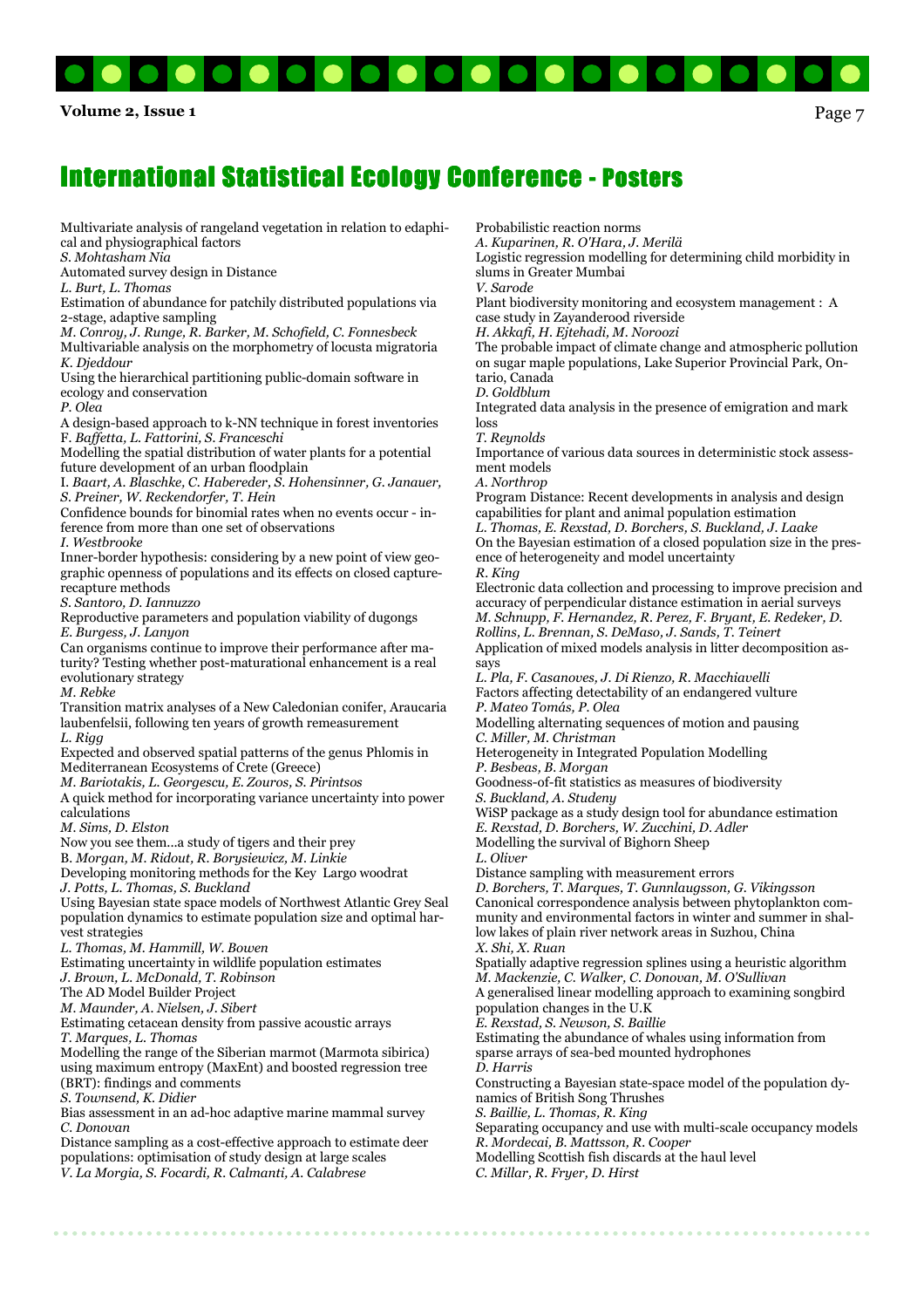# International Statistical Ecology Conference - Posters

Multivariate analysis of rangeland vegetation in relation to edaphical and physiographical factors
*S. Mohtasham Nia*

Automated survey design in Distance
*L. Burt, L. Thomas*

Estimation of abundance for patchily distributed populations via 2-stage, adaptive sampling
*M. Conroy, J. Runge, R. Barker, M. Schofield, C. Fonnesbeck*

Multivariable analysis on the morphometry of locusta migratoria
*K. Djeddour*

Using the hierarchical partitioning public-domain software in ecology and conservation
*P. Olea*

A design-based approach to k-NN technique in forest inventories
F. *Baffetta, L. Fattorini, S. Franceschi*

Modelling the spatial distribution of water plants for a potential future development of an urban floodplain
I. *Baart, A. Blaschke, C. Habereder, S. Hohensinner, G. Janauer, S. Preiner, W. Reckendorfer, T. Hein*

Confidence bounds for binomial rates when no events occur - inference from more than one set of observations
*I. Westbrooke*

Inner-border hypothesis: considering by a new point of view geographic openness of populations and its effects on closed capture-recapture methods
*S. Santoro, D. Iannuzzo*

Reproductive parameters and population viability of dugongs
*E. Burgess, J. Lanyon*

Can organisms continue to improve their performance after maturity? Testing whether post-maturational enhancement is a real evolutionary strategy
*M. Rebke*

Transition matrix analyses of a New Caledonian conifer, Araucaria laubenfelsii, following ten years of growth remeasurement
*L. Rigg*

Expected and observed spatial patterns of the genus Phlomis in Mediterranean Ecosystems of Crete (Greece)
*M. Bariotakis, L. Georgescu, E. Zouros, S. Pirintsos*

A quick method for incorporating variance uncertainty into power calculations
*M. Sims, D. Elston*

Now you see them…a study of tigers and their prey
B. *Morgan, M. Ridout, R. Borysiewicz, M. Linkie*

Developing monitoring methods for the Key Largo woodrat
*J. Potts, L. Thomas, S. Buckland*

Using Bayesian state space models of Northwest Atlantic Grey Seal population dynamics to estimate population size and optimal harvest strategies
*L. Thomas, M. Hammill, W. Bowen*

Estimating uncertainty in wildlife population estimates
*J. Brown, L. McDonald, T. Robinson*

The AD Model Builder Project
*M. Maunder, A. Nielsen, J. Sibert*

Estimating cetacean density from passive acoustic arrays
*T. Marques, L. Thomas*

Modelling the range of the Siberian marmot (Marmota sibirica) using maximum entropy (MaxEnt) and boosted regression tree (BRT): findings and comments
*S. Townsend, K. Didier*

Bias assessment in an ad-hoc adaptive marine mammal survey
*C. Donovan*

Distance sampling as a cost-effective approach to estimate deer populations: optimisation of study design at large scales
*V. La Morgia, S. Focardi, R. Calmanti, A. Calabrese*

Probabilistic reaction norms
*A. Kuparinen, R. O'Hara, J. Merilä*

Logistic regression modelling for determining child morbidity in slums in Greater Mumbai
*V. Sarode*

Plant biodiversity monitoring and ecosystem management : A case study in Zayanderood riverside
*H. Akkafi, H. Ejtehadi, M. Noroozi*

The probable impact of climate change and atmospheric pollution on sugar maple populations, Lake Superior Provincial Park, Ontario, Canada
*D. Goldblum*

Integrated data analysis in the presence of emigration and mark loss
*T. Reynolds*

Importance of various data sources in deterministic stock assessment models
*A. Northrop*

Program Distance: Recent developments in analysis and design capabilities for plant and animal population estimation
*L. Thomas, E. Rexstad, D. Borchers, S. Buckland, J. Laake*

On the Bayesian estimation of a closed population size in the presence of heterogeneity and model uncertainty
*R. King*

Electronic data collection and processing to improve precision and accuracy of perpendicular distance estimation in aerial surveys
*M. Schnupp, F. Hernandez, R. Perez, F. Bryant, E. Redeker, D. Rollins, L. Brennan, S. DeMaso, J. Sands, T. Teinert*

Application of mixed models analysis in litter decomposition assays
*L. Pla, F. Casanoves, J. Di Rienzo, R. Macchiavelli*

Factors affecting detectability of an endangered vulture
*P. Mateo Tomás, P. Olea*

Modelling alternating sequences of motion and pausing
*C. Miller, M. Christman*

Heterogeneity in Integrated Population Modelling
*P. Besbeas, B. Morgan*

Goodness-of-fit statistics as measures of biodiversity
*S. Buckland, A. Studeny*

WiSP package as a study design tool for abundance estimation
*E. Rexstad, D. Borchers, W. Zucchini, D. Adler*

Modelling the survival of Bighorn Sheep
*L. Oliver*

Distance sampling with measurement errors
*D. Borchers, T. Marques, T. Gunnlaugsson, G. Vikingsson*

Canonical correspondence analysis between phytoplankton community and environmental factors in winter and summer in shallow lakes of plain river network areas in Suzhou, China
*X. Shi, X. Ruan*

Spatially adaptive regression splines using a heuristic algorithm
*M. Mackenzie, C. Walker, C. Donovan, M. O'Sullivan*

A generalised linear modelling approach to examining songbird population changes in the U.K
*E. Rexstad, S. Newson, S. Baillie*

Estimating the abundance of whales using information from sparse arrays of sea-bed mounted hydrophones
*D. Harris*

Constructing a Bayesian state-space model of the population dynamics of British Song Thrushes
*S. Baillie, L. Thomas, R. King*

Separating occupancy and use with multi-scale occupancy models
*R. Mordecai, B. Mattsson, R. Cooper*

Modelling Scottish fish discards at the haul level
*C. Millar, R. Fryer, D. Hirst*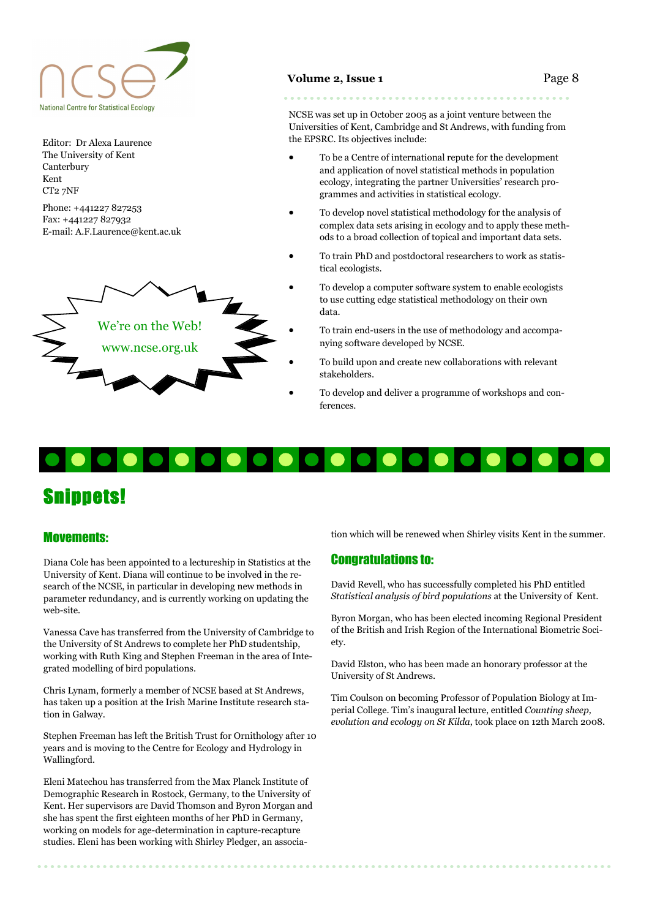ncse

National Centre for Statistical Ecology

Editor: Dr Alexa Laurence
The University of Kent
Canterbury
Kent
CT2 7NF

Phone: +441227 827253
Fax: +441227 827932
E-mail: A.F.Laurence@kent.ac.uk

We're on the Web!
www.ncse.org.uk

NCSE was set up in October 2005 as a joint venture between the Universities of Kent, Cambridge and St Andrews, with funding from the EPSRC. Its objectives include:

- To be a Centre of international repute for the development and application of novel statistical methods in population ecology, integrating the partner Universities' research programmes and activities in statistical ecology.
- To develop novel statistical methodology for the analysis of complex data sets arising in ecology and to apply these methods to a broad collection of topical and important data sets.
- To train PhD and postdoctoral researchers to work as statistical ecologists.
- To develop a computer software system to enable ecologists to use cutting edge statistical methodology on their own data.
- To train end-users in the use of methodology and accompanying software developed by NCSE.
- To build upon and create new collaborations with relevant stakeholders.
- To develop and deliver a programme of workshops and conferences.

# Snippets!

## Movements:

Diana Cole has been appointed to a lectureship in Statistics at the University of Kent. Diana will continue to be involved in the research of the NCSE, in particular in developing new methods in parameter redundancy, and is currently working on updating the web-site.

Vanessa Cave has transferred from the University of Cambridge to the University of St Andrews to complete her PhD studentship, working with Ruth King and Stephen Freeman in the area of Integrated modelling of bird populations.

Chris Lynam, formerly a member of NCSE based at St Andrews, has taken up a position at the Irish Marine Institute research station in Galway.

Stephen Freeman has left the British Trust for Ornithology after 10 years and is moving to the Centre for Ecology and Hydrology in Wallingford.

Eleni Matechou has transferred from the Max Planck Institute of Demographic Research in Rostock, Germany, to the University of Kent. Her supervisors are David Thomson and Byron Morgan and she has spent the first eighteen months of her PhD in Germany, working on models for age-determination in capture-recapture studies. Eleni has been working with Shirley Pledger, an association which will be renewed when Shirley visits Kent in the summer.

## Congratulations to:

David Revell, who has successfully completed his PhD entitled *Statistical analysis of bird populations* at the University of Kent.

Byron Morgan, who has been elected incoming Regional President of the British and Irish Region of the International Biometric Society.

David Elston, who has been made an honorary professor at the University of St Andrews.

Tim Coulson on becoming Professor of Population Biology at Imperial College. Tim's inaugural lecture, entitled *Counting sheep, evolution and ecology on St Kilda*, took place on 12th March 2008.